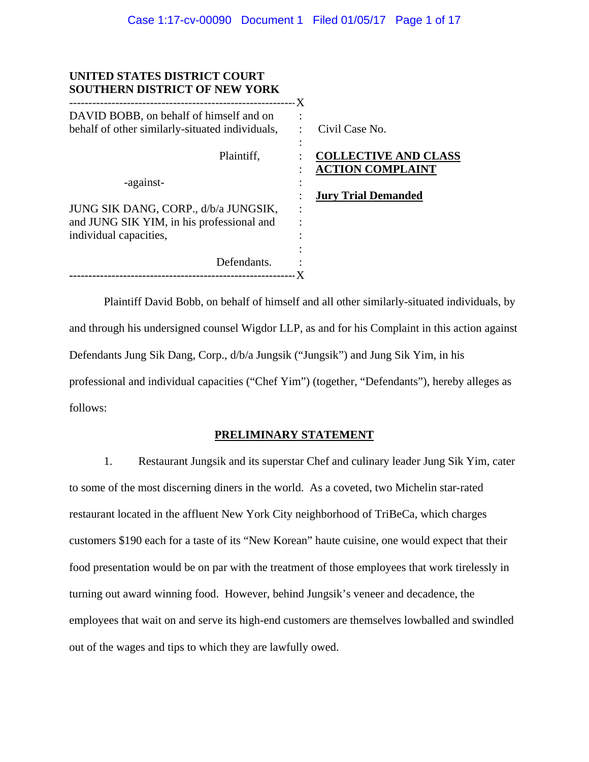**UNITED STATES DISTRICT COURT**
**SOUTHERN DISTRICT OF NEW YORK**

| | | |
|---|---|---|
| DAVID BOBB, on behalf of himself and on behalf of other similarly-situated individuals, | : | Civil Case No. |
| Plaintiff, | : | **COLLECTIVE AND CLASS ACTION COMPLAINT** |
| -against- | : | **Jury Trial Demanded** |
| JUNG SIK DANG, CORP., d/b/a JUNGSIK, and JUNG SIK YIM, in his professional and individual capacities, | : | |
| Defendants. | : | |

Plaintiff David Bobb, on behalf of himself and all other similarly-situated individuals, by and through his undersigned counsel Wigdor LLP, as and for his Complaint in this action against Defendants Jung Sik Dang, Corp., d/b/a Jungsik ("Jungsik") and Jung Sik Yim, in his professional and individual capacities ("Chef Yim") (together, "Defendants"), hereby alleges as follows:

## PRELIMINARY STATEMENT

1. Restaurant Jungsik and its superstar Chef and culinary leader Jung Sik Yim, cater to some of the most discerning diners in the world. As a coveted, two Michelin star-rated restaurant located in the affluent New York City neighborhood of TriBeCa, which charges customers $190 each for a taste of its "New Korean" haute cuisine, one would expect that their food presentation would be on par with the treatment of those employees that work tirelessly in turning out award winning food. However, behind Jungsik's veneer and decadence, the employees that wait on and serve its high-end customers are themselves lowballed and swindled out of the wages and tips to which they are lawfully owed.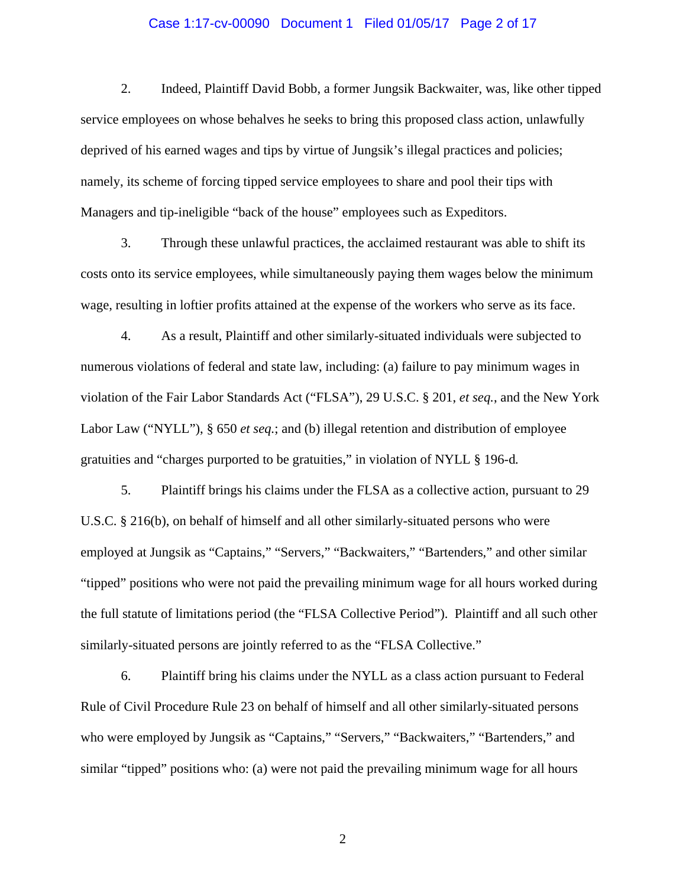2. Indeed, Plaintiff David Bobb, a former Jungsik Backwaiter, was, like other tipped service employees on whose behalves he seeks to bring this proposed class action, unlawfully deprived of his earned wages and tips by virtue of Jungsik's illegal practices and policies; namely, its scheme of forcing tipped service employees to share and pool their tips with Managers and tip-ineligible "back of the house" employees such as Expeditors.

3. Through these unlawful practices, the acclaimed restaurant was able to shift its costs onto its service employees, while simultaneously paying them wages below the minimum wage, resulting in loftier profits attained at the expense of the workers who serve as its face.

4. As a result, Plaintiff and other similarly-situated individuals were subjected to numerous violations of federal and state law, including: (a) failure to pay minimum wages in violation of the Fair Labor Standards Act ("FLSA"), 29 U.S.C. § 201, *et seq.*, and the New York Labor Law ("NYLL"), § 650 *et seq.*; and (b) illegal retention and distribution of employee gratuities and "charges purported to be gratuities," in violation of NYLL § 196-d*.*

5. Plaintiff brings his claims under the FLSA as a collective action, pursuant to 29 U.S.C. § 216(b), on behalf of himself and all other similarly-situated persons who were employed at Jungsik as "Captains," "Servers," "Backwaiters," "Bartenders," and other similar "tipped" positions who were not paid the prevailing minimum wage for all hours worked during the full statute of limitations period (the "FLSA Collective Period"). Plaintiff and all such other similarly-situated persons are jointly referred to as the "FLSA Collective."

6. Plaintiff bring his claims under the NYLL as a class action pursuant to Federal Rule of Civil Procedure Rule 23 on behalf of himself and all other similarly-situated persons who were employed by Jungsik as "Captains," "Servers," "Backwaiters," "Bartenders," and similar "tipped" positions who: (a) were not paid the prevailing minimum wage for all hours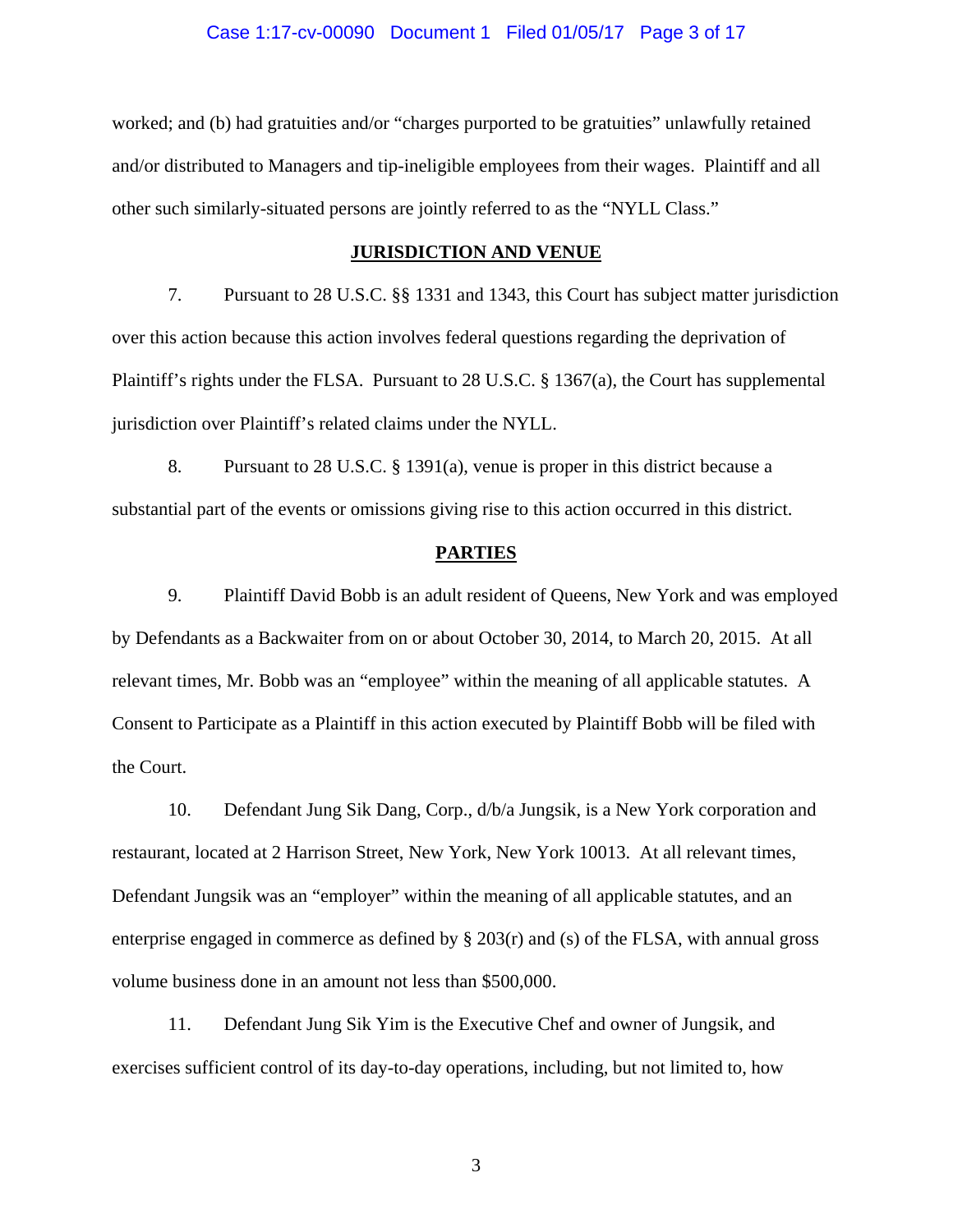worked; and (b) had gratuities and/or "charges purported to be gratuities" unlawfully retained and/or distributed to Managers and tip-ineligible employees from their wages. Plaintiff and all other such similarly-situated persons are jointly referred to as the "NYLL Class."

## JURISDICTION AND VENUE

7. Pursuant to 28 U.S.C. §§ 1331 and 1343, this Court has subject matter jurisdiction over this action because this action involves federal questions regarding the deprivation of Plaintiff's rights under the FLSA. Pursuant to 28 U.S.C. § 1367(a), the Court has supplemental jurisdiction over Plaintiff's related claims under the NYLL.

8. Pursuant to 28 U.S.C. § 1391(a), venue is proper in this district because a substantial part of the events or omissions giving rise to this action occurred in this district.

## PARTIES

9. Plaintiff David Bobb is an adult resident of Queens, New York and was employed by Defendants as a Backwaiter from on or about October 30, 2014, to March 20, 2015. At all relevant times, Mr. Bobb was an "employee" within the meaning of all applicable statutes. A Consent to Participate as a Plaintiff in this action executed by Plaintiff Bobb will be filed with the Court.

10. Defendant Jung Sik Dang, Corp., d/b/a Jungsik, is a New York corporation and restaurant, located at 2 Harrison Street, New York, New York 10013. At all relevant times, Defendant Jungsik was an "employer" within the meaning of all applicable statutes, and an enterprise engaged in commerce as defined by § 203(r) and (s) of the FLSA, with annual gross volume business done in an amount not less than $500,000.

11. Defendant Jung Sik Yim is the Executive Chef and owner of Jungsik, and exercises sufficient control of its day-to-day operations, including, but not limited to, how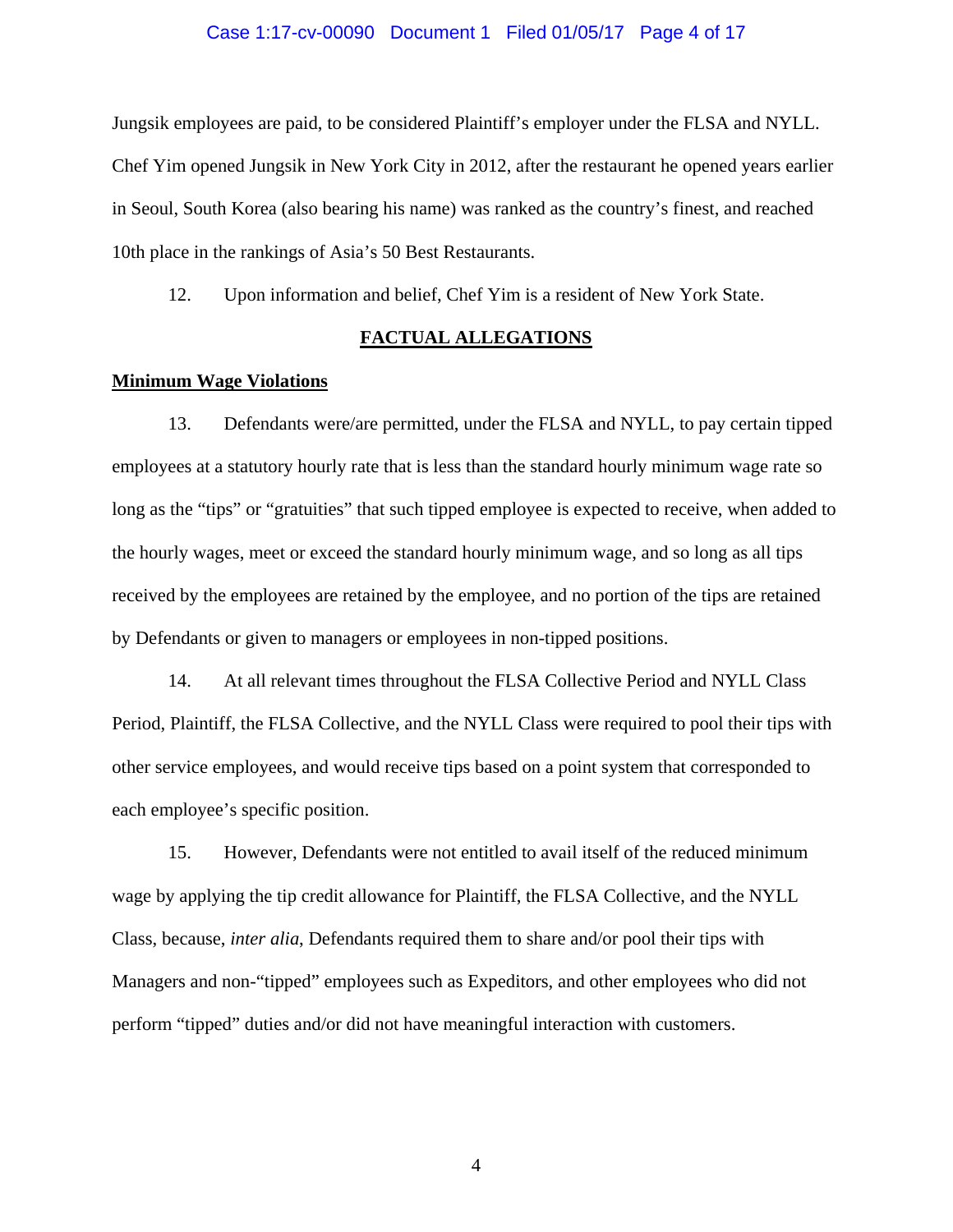Jungsik employees are paid, to be considered Plaintiff's employer under the FLSA and NYLL. Chef Yim opened Jungsik in New York City in 2012, after the restaurant he opened years earlier in Seoul, South Korea (also bearing his name) was ranked as the country's finest, and reached 10th place in the rankings of Asia's 50 Best Restaurants.

12. Upon information and belief, Chef Yim is a resident of New York State.

## FACTUAL ALLEGATIONS

### Minimum Wage Violations

13. Defendants were/are permitted, under the FLSA and NYLL, to pay certain tipped employees at a statutory hourly rate that is less than the standard hourly minimum wage rate so long as the "tips" or "gratuities" that such tipped employee is expected to receive, when added to the hourly wages, meet or exceed the standard hourly minimum wage, and so long as all tips received by the employees are retained by the employee, and no portion of the tips are retained by Defendants or given to managers or employees in non-tipped positions.

14. At all relevant times throughout the FLSA Collective Period and NYLL Class Period, Plaintiff, the FLSA Collective, and the NYLL Class were required to pool their tips with other service employees, and would receive tips based on a point system that corresponded to each employee's specific position.

15. However, Defendants were not entitled to avail itself of the reduced minimum wage by applying the tip credit allowance for Plaintiff, the FLSA Collective, and the NYLL Class, because, *inter alia*, Defendants required them to share and/or pool their tips with Managers and non-"tipped" employees such as Expeditors, and other employees who did not perform "tipped" duties and/or did not have meaningful interaction with customers.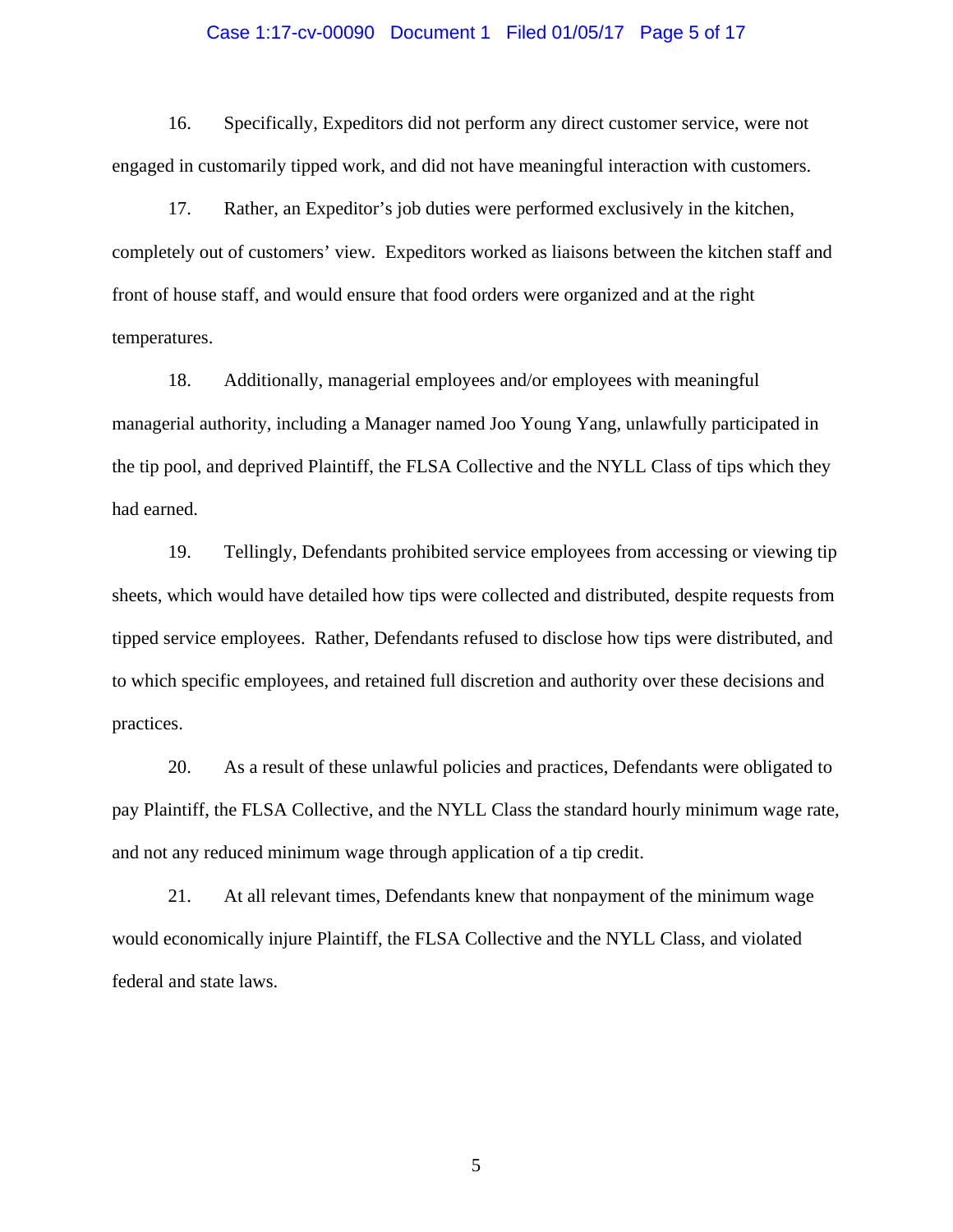16. Specifically, Expeditors did not perform any direct customer service, were not engaged in customarily tipped work, and did not have meaningful interaction with customers.

17. Rather, an Expeditor's job duties were performed exclusively in the kitchen, completely out of customers' view. Expeditors worked as liaisons between the kitchen staff and front of house staff, and would ensure that food orders were organized and at the right temperatures.

18. Additionally, managerial employees and/or employees with meaningful managerial authority, including a Manager named Joo Young Yang, unlawfully participated in the tip pool, and deprived Plaintiff, the FLSA Collective and the NYLL Class of tips which they had earned.

19. Tellingly, Defendants prohibited service employees from accessing or viewing tip sheets, which would have detailed how tips were collected and distributed, despite requests from tipped service employees. Rather, Defendants refused to disclose how tips were distributed, and to which specific employees, and retained full discretion and authority over these decisions and practices.

20. As a result of these unlawful policies and practices, Defendants were obligated to pay Plaintiff, the FLSA Collective, and the NYLL Class the standard hourly minimum wage rate, and not any reduced minimum wage through application of a tip credit.

21. At all relevant times, Defendants knew that nonpayment of the minimum wage would economically injure Plaintiff, the FLSA Collective and the NYLL Class, and violated federal and state laws.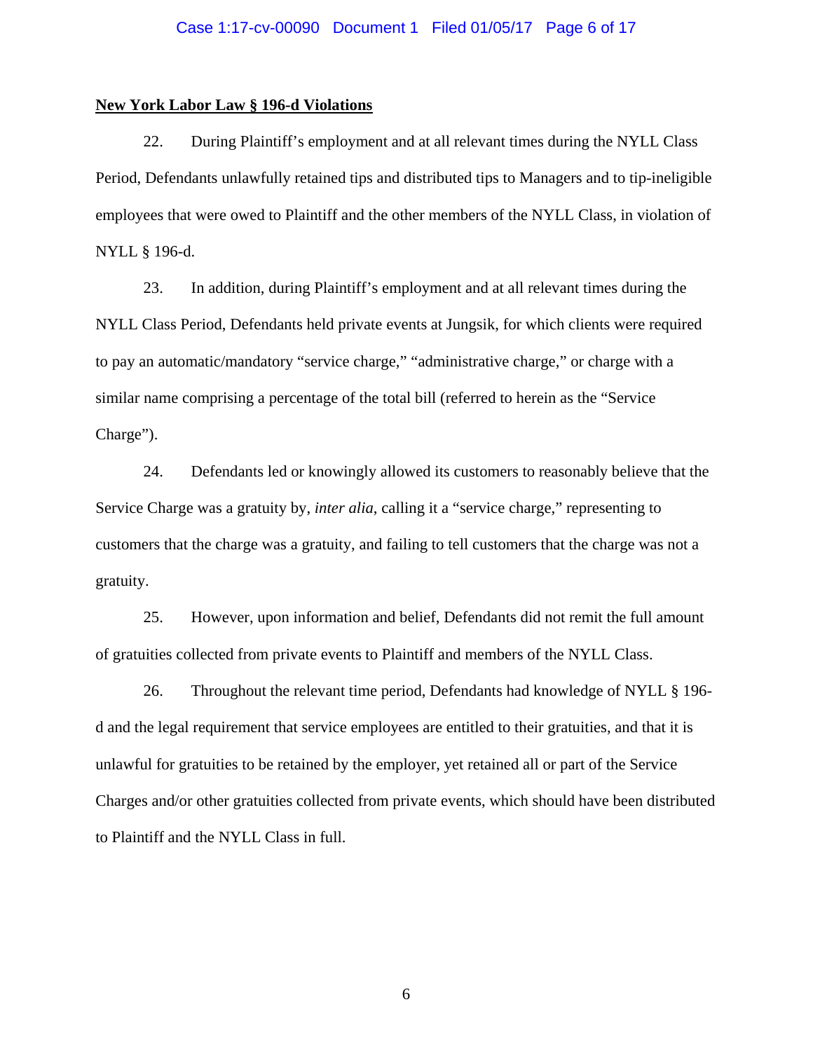**New York Labor Law § 196-d Violations**

22. During Plaintiff's employment and at all relevant times during the NYLL Class Period, Defendants unlawfully retained tips and distributed tips to Managers and to tip-ineligible employees that were owed to Plaintiff and the other members of the NYLL Class, in violation of NYLL § 196-d.

23. In addition, during Plaintiff's employment and at all relevant times during the NYLL Class Period, Defendants held private events at Jungsik, for which clients were required to pay an automatic/mandatory "service charge," "administrative charge," or charge with a similar name comprising a percentage of the total bill (referred to herein as the "Service Charge").

24. Defendants led or knowingly allowed its customers to reasonably believe that the Service Charge was a gratuity by, *inter alia*, calling it a "service charge," representing to customers that the charge was a gratuity, and failing to tell customers that the charge was not a gratuity.

25. However, upon information and belief, Defendants did not remit the full amount of gratuities collected from private events to Plaintiff and members of the NYLL Class.

26. Throughout the relevant time period, Defendants had knowledge of NYLL § 196-d and the legal requirement that service employees are entitled to their gratuities, and that it is unlawful for gratuities to be retained by the employer, yet retained all or part of the Service Charges and/or other gratuities collected from private events, which should have been distributed to Plaintiff and the NYLL Class in full.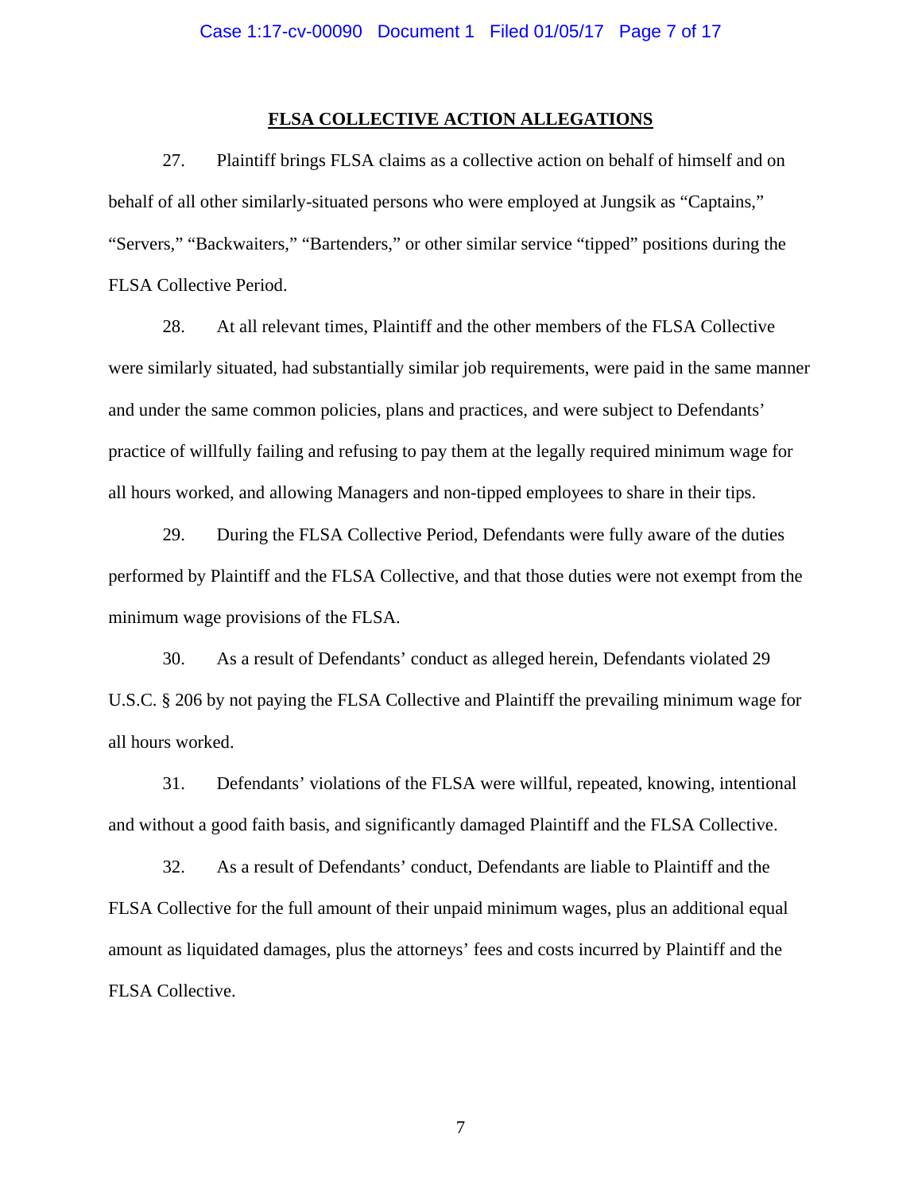## FLSA COLLECTIVE ACTION ALLEGATIONS

27. Plaintiff brings FLSA claims as a collective action on behalf of himself and on behalf of all other similarly-situated persons who were employed at Jungsik as "Captains," "Servers," "Backwaiters," "Bartenders," or other similar service "tipped" positions during the FLSA Collective Period.

28. At all relevant times, Plaintiff and the other members of the FLSA Collective were similarly situated, had substantially similar job requirements, were paid in the same manner and under the same common policies, plans and practices, and were subject to Defendants' practice of willfully failing and refusing to pay them at the legally required minimum wage for all hours worked, and allowing Managers and non-tipped employees to share in their tips.

29. During the FLSA Collective Period, Defendants were fully aware of the duties performed by Plaintiff and the FLSA Collective, and that those duties were not exempt from the minimum wage provisions of the FLSA.

30. As a result of Defendants' conduct as alleged herein, Defendants violated 29 U.S.C. § 206 by not paying the FLSA Collective and Plaintiff the prevailing minimum wage for all hours worked.

31. Defendants' violations of the FLSA were willful, repeated, knowing, intentional and without a good faith basis, and significantly damaged Plaintiff and the FLSA Collective.

32. As a result of Defendants' conduct, Defendants are liable to Plaintiff and the FLSA Collective for the full amount of their unpaid minimum wages, plus an additional equal amount as liquidated damages, plus the attorneys' fees and costs incurred by Plaintiff and the FLSA Collective.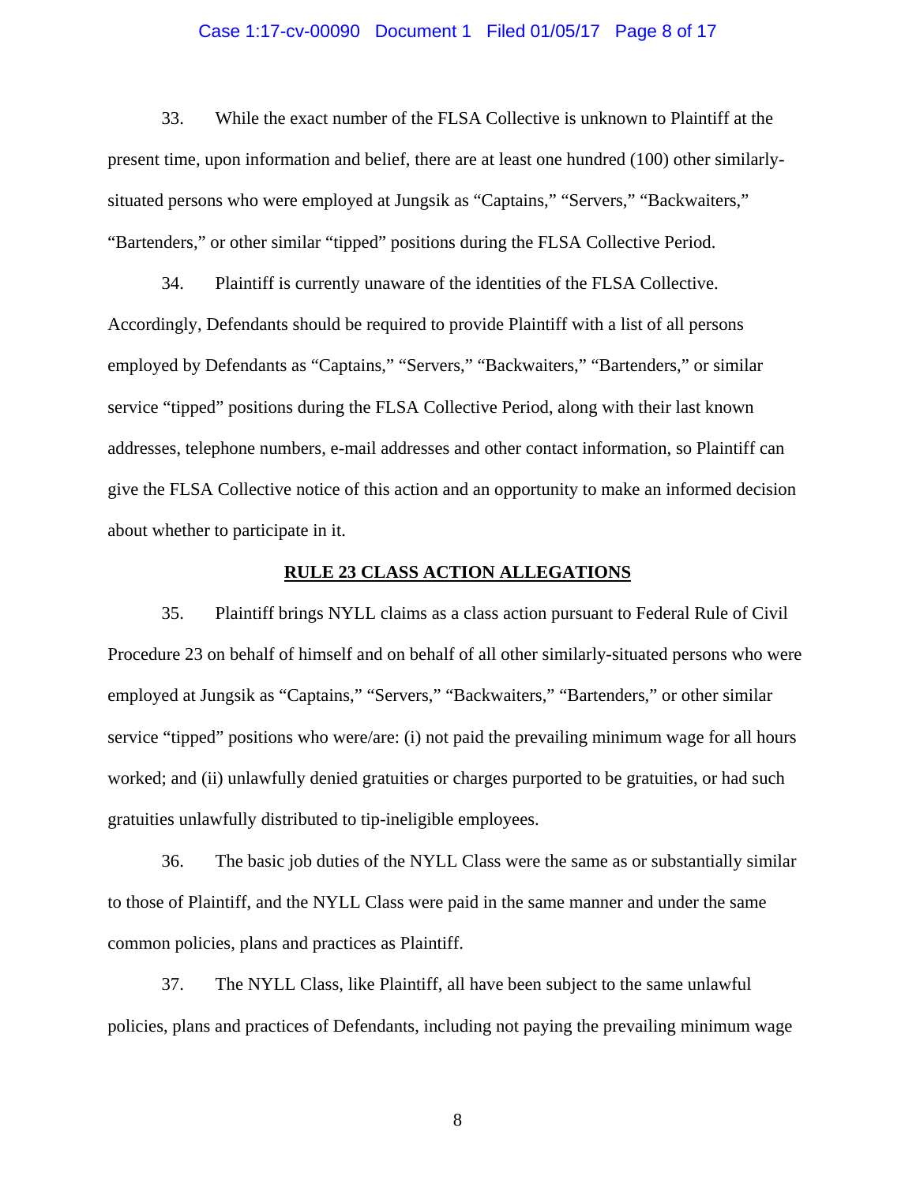33. While the exact number of the FLSA Collective is unknown to Plaintiff at the present time, upon information and belief, there are at least one hundred (100) other similarly-situated persons who were employed at Jungsik as "Captains," "Servers," "Backwaiters," "Bartenders," or other similar "tipped" positions during the FLSA Collective Period.

34. Plaintiff is currently unaware of the identities of the FLSA Collective. Accordingly, Defendants should be required to provide Plaintiff with a list of all persons employed by Defendants as "Captains," "Servers," "Backwaiters," "Bartenders," or similar service "tipped" positions during the FLSA Collective Period, along with their last known addresses, telephone numbers, e-mail addresses and other contact information, so Plaintiff can give the FLSA Collective notice of this action and an opportunity to make an informed decision about whether to participate in it.

## RULE 23 CLASS ACTION ALLEGATIONS

35. Plaintiff brings NYLL claims as a class action pursuant to Federal Rule of Civil Procedure 23 on behalf of himself and on behalf of all other similarly-situated persons who were employed at Jungsik as "Captains," "Servers," "Backwaiters," "Bartenders," or other similar service "tipped" positions who were/are: (i) not paid the prevailing minimum wage for all hours worked; and (ii) unlawfully denied gratuities or charges purported to be gratuities, or had such gratuities unlawfully distributed to tip-ineligible employees.

36. The basic job duties of the NYLL Class were the same as or substantially similar to those of Plaintiff, and the NYLL Class were paid in the same manner and under the same common policies, plans and practices as Plaintiff.

37. The NYLL Class, like Plaintiff, all have been subject to the same unlawful policies, plans and practices of Defendants, including not paying the prevailing minimum wage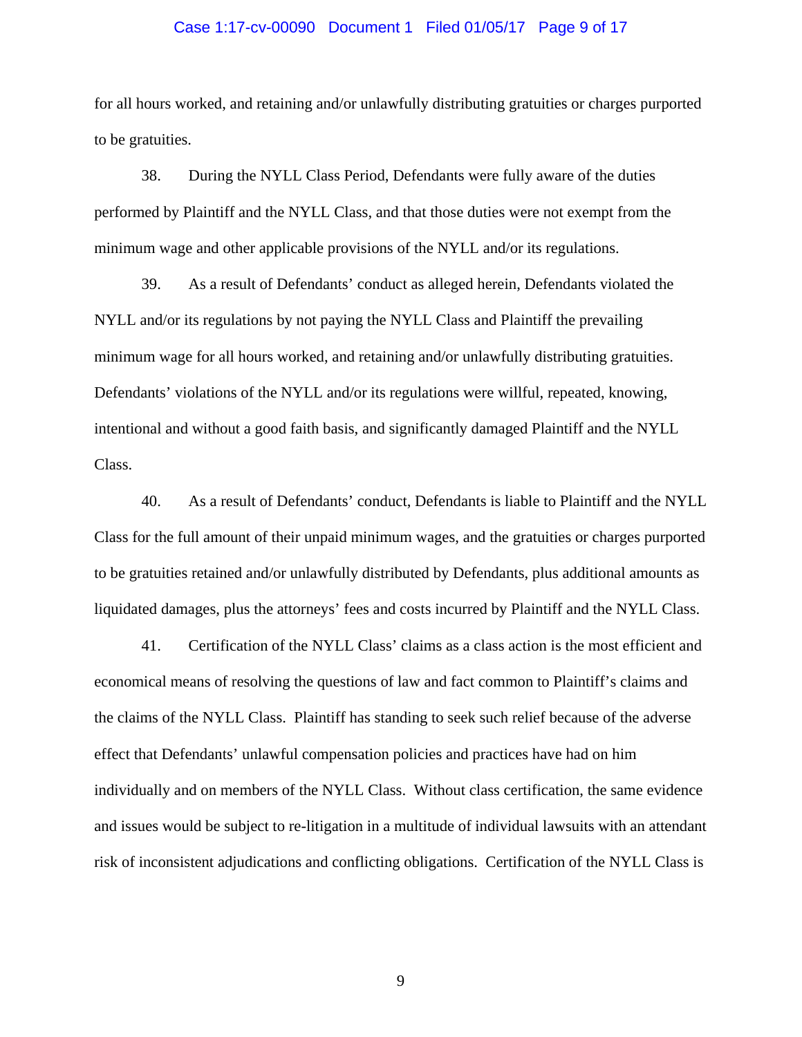for all hours worked, and retaining and/or unlawfully distributing gratuities or charges purported to be gratuities.

38. During the NYLL Class Period, Defendants were fully aware of the duties performed by Plaintiff and the NYLL Class, and that those duties were not exempt from the minimum wage and other applicable provisions of the NYLL and/or its regulations.

39. As a result of Defendants' conduct as alleged herein, Defendants violated the NYLL and/or its regulations by not paying the NYLL Class and Plaintiff the prevailing minimum wage for all hours worked, and retaining and/or unlawfully distributing gratuities. Defendants' violations of the NYLL and/or its regulations were willful, repeated, knowing, intentional and without a good faith basis, and significantly damaged Plaintiff and the NYLL Class.

40. As a result of Defendants' conduct, Defendants is liable to Plaintiff and the NYLL Class for the full amount of their unpaid minimum wages, and the gratuities or charges purported to be gratuities retained and/or unlawfully distributed by Defendants, plus additional amounts as liquidated damages, plus the attorneys' fees and costs incurred by Plaintiff and the NYLL Class.

41. Certification of the NYLL Class' claims as a class action is the most efficient and economical means of resolving the questions of law and fact common to Plaintiff's claims and the claims of the NYLL Class. Plaintiff has standing to seek such relief because of the adverse effect that Defendants' unlawful compensation policies and practices have had on him individually and on members of the NYLL Class. Without class certification, the same evidence and issues would be subject to re-litigation in a multitude of individual lawsuits with an attendant risk of inconsistent adjudications and conflicting obligations. Certification of the NYLL Class is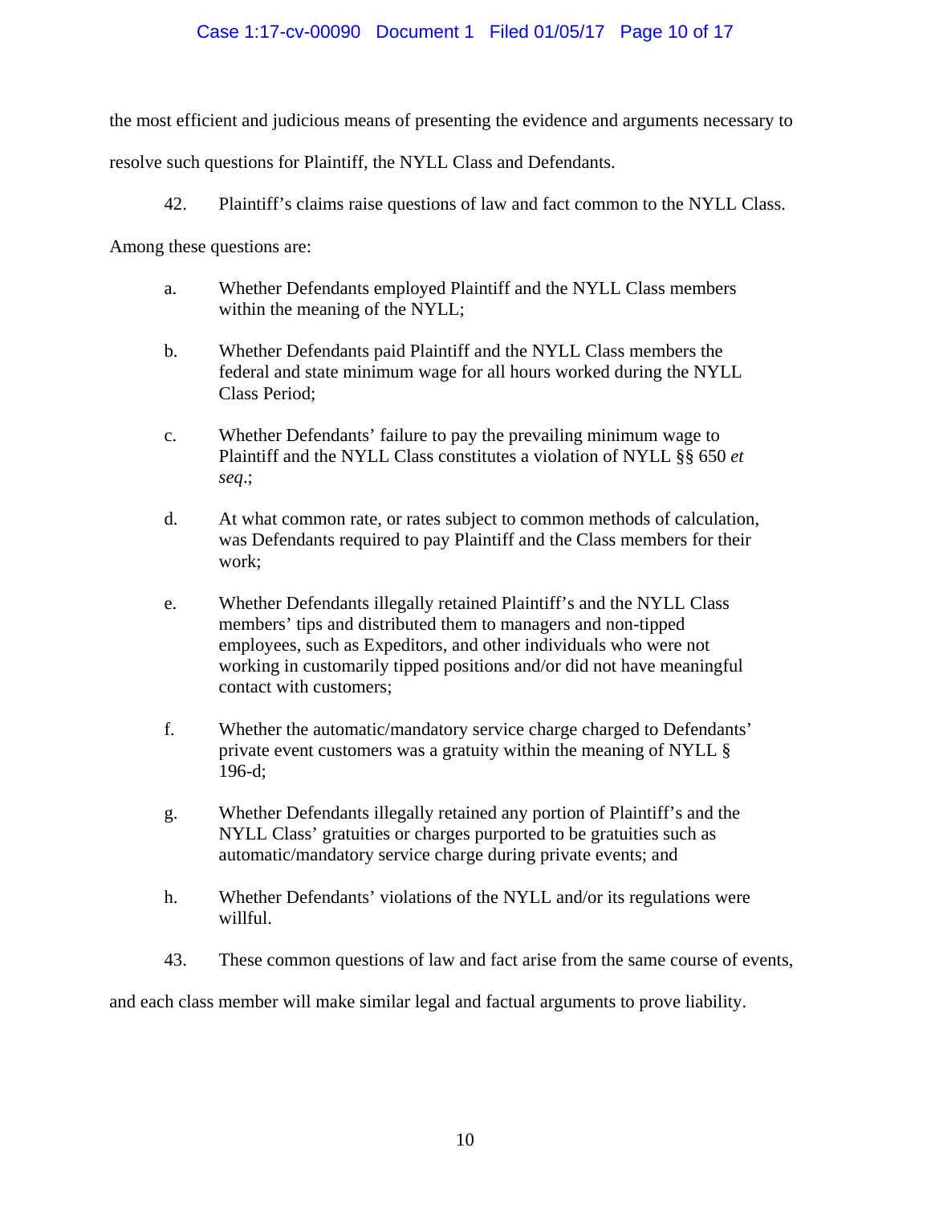the most efficient and judicious means of presenting the evidence and arguments necessary to resolve such questions for Plaintiff, the NYLL Class and Defendants.

42. Plaintiff's claims raise questions of law and fact common to the NYLL Class. Among these questions are:

a. Whether Defendants employed Plaintiff and the NYLL Class members within the meaning of the NYLL;

b. Whether Defendants paid Plaintiff and the NYLL Class members the federal and state minimum wage for all hours worked during the NYLL Class Period;

c. Whether Defendants' failure to pay the prevailing minimum wage to Plaintiff and the NYLL Class constitutes a violation of NYLL §§ 650 *et seq*.;

d. At what common rate, or rates subject to common methods of calculation, was Defendants required to pay Plaintiff and the Class members for their work;

e. Whether Defendants illegally retained Plaintiff's and the NYLL Class members' tips and distributed them to managers and non-tipped employees, such as Expeditors, and other individuals who were not working in customarily tipped positions and/or did not have meaningful contact with customers;

f. Whether the automatic/mandatory service charge charged to Defendants' private event customers was a gratuity within the meaning of NYLL § 196-d;

g. Whether Defendants illegally retained any portion of Plaintiff's and the NYLL Class' gratuities or charges purported to be gratuities such as automatic/mandatory service charge during private events; and

h. Whether Defendants' violations of the NYLL and/or its regulations were willful.

43. These common questions of law and fact arise from the same course of events, and each class member will make similar legal and factual arguments to prove liability.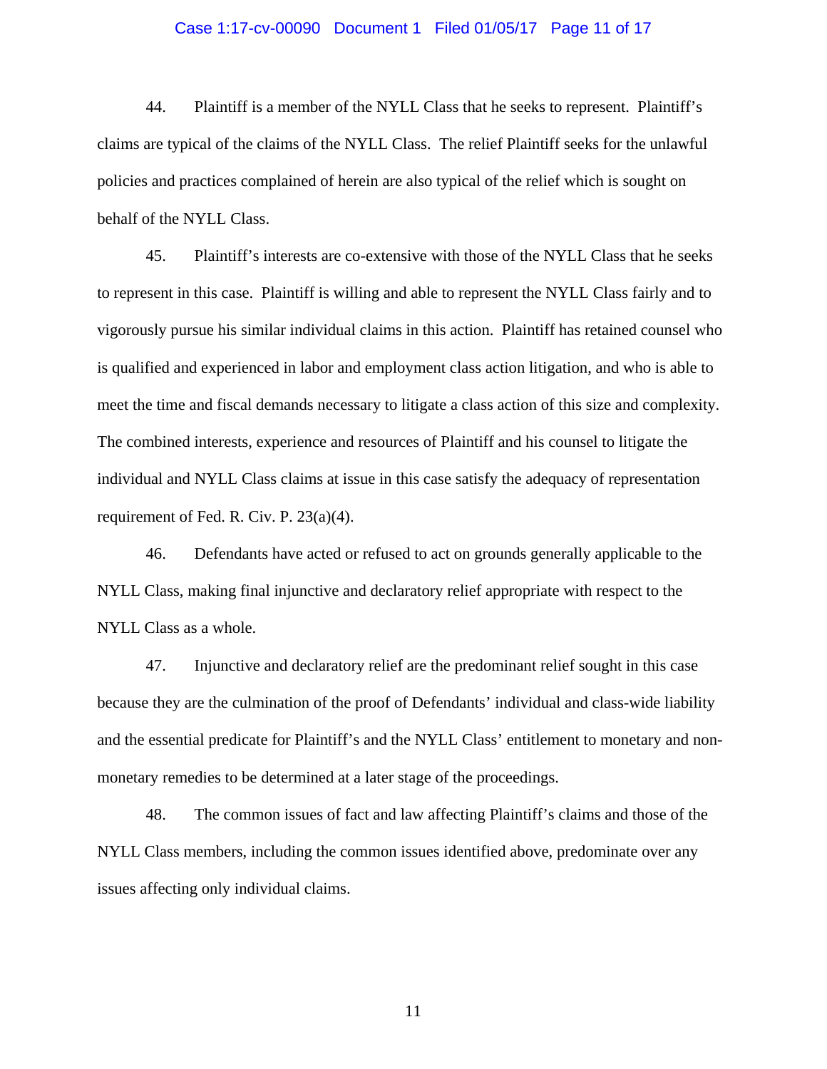44. Plaintiff is a member of the NYLL Class that he seeks to represent. Plaintiff's claims are typical of the claims of the NYLL Class. The relief Plaintiff seeks for the unlawful policies and practices complained of herein are also typical of the relief which is sought on behalf of the NYLL Class.

45. Plaintiff's interests are co-extensive with those of the NYLL Class that he seeks to represent in this case. Plaintiff is willing and able to represent the NYLL Class fairly and to vigorously pursue his similar individual claims in this action. Plaintiff has retained counsel who is qualified and experienced in labor and employment class action litigation, and who is able to meet the time and fiscal demands necessary to litigate a class action of this size and complexity. The combined interests, experience and resources of Plaintiff and his counsel to litigate the individual and NYLL Class claims at issue in this case satisfy the adequacy of representation requirement of Fed. R. Civ. P. 23(a)(4).

46. Defendants have acted or refused to act on grounds generally applicable to the NYLL Class, making final injunctive and declaratory relief appropriate with respect to the NYLL Class as a whole.

47. Injunctive and declaratory relief are the predominant relief sought in this case because they are the culmination of the proof of Defendants' individual and class-wide liability and the essential predicate for Plaintiff's and the NYLL Class' entitlement to monetary and non-monetary remedies to be determined at a later stage of the proceedings.

48. The common issues of fact and law affecting Plaintiff's claims and those of the NYLL Class members, including the common issues identified above, predominate over any issues affecting only individual claims.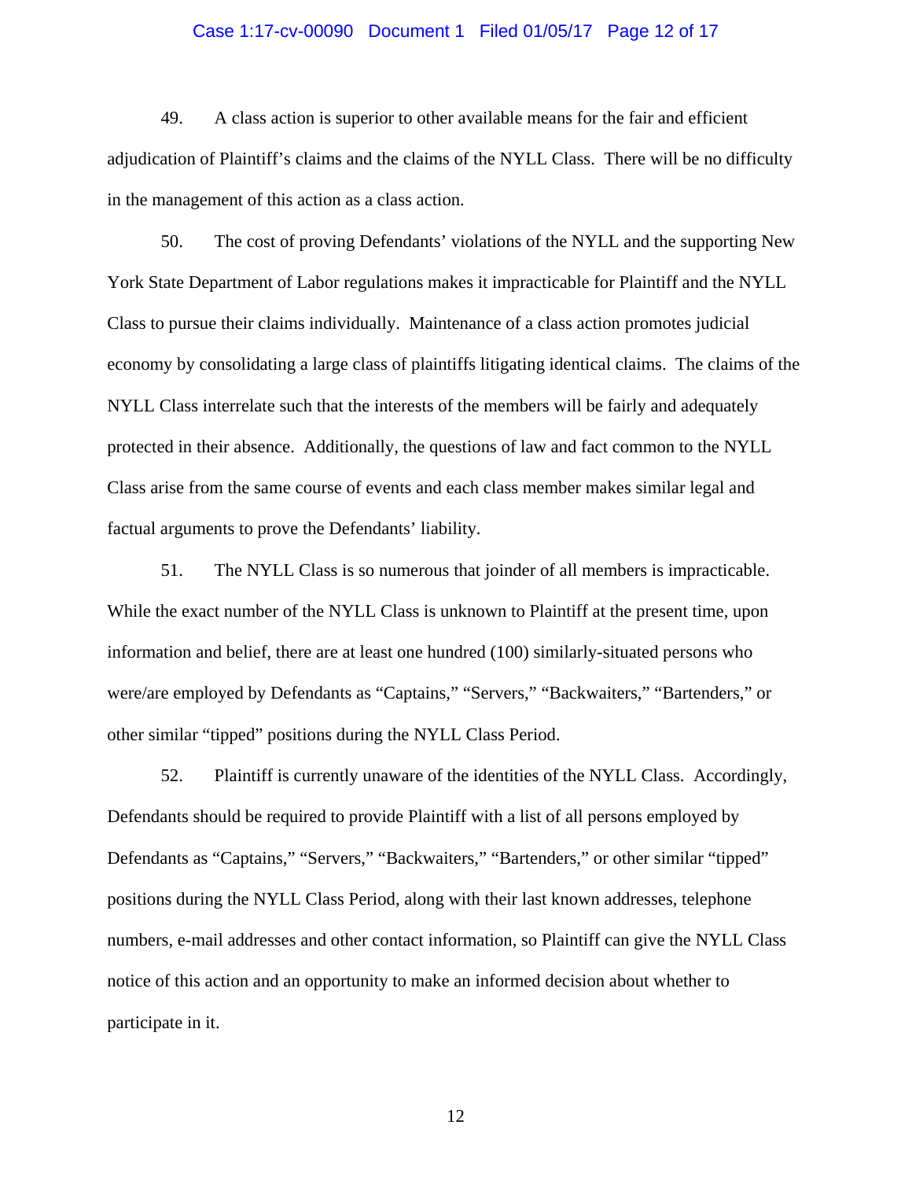49. A class action is superior to other available means for the fair and efficient adjudication of Plaintiff's claims and the claims of the NYLL Class. There will be no difficulty in the management of this action as a class action.

50. The cost of proving Defendants' violations of the NYLL and the supporting New York State Department of Labor regulations makes it impracticable for Plaintiff and the NYLL Class to pursue their claims individually. Maintenance of a class action promotes judicial economy by consolidating a large class of plaintiffs litigating identical claims. The claims of the NYLL Class interrelate such that the interests of the members will be fairly and adequately protected in their absence. Additionally, the questions of law and fact common to the NYLL Class arise from the same course of events and each class member makes similar legal and factual arguments to prove the Defendants' liability.

51. The NYLL Class is so numerous that joinder of all members is impracticable. While the exact number of the NYLL Class is unknown to Plaintiff at the present time, upon information and belief, there are at least one hundred (100) similarly-situated persons who were/are employed by Defendants as "Captains," "Servers," "Backwaiters," "Bartenders," or other similar "tipped" positions during the NYLL Class Period.

52. Plaintiff is currently unaware of the identities of the NYLL Class. Accordingly, Defendants should be required to provide Plaintiff with a list of all persons employed by Defendants as "Captains," "Servers," "Backwaiters," "Bartenders," or other similar "tipped" positions during the NYLL Class Period, along with their last known addresses, telephone numbers, e-mail addresses and other contact information, so Plaintiff can give the NYLL Class notice of this action and an opportunity to make an informed decision about whether to participate in it.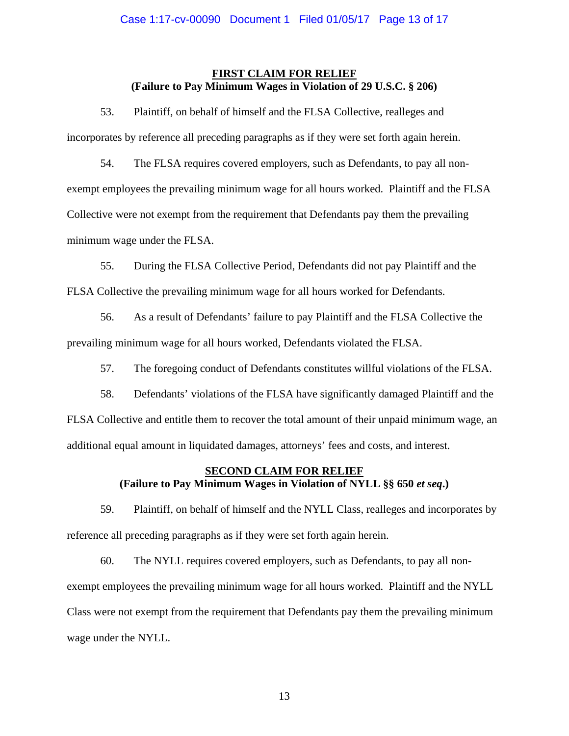**FIRST CLAIM FOR RELIEF**
**(Failure to Pay Minimum Wages in Violation of 29 U.S.C. § 206)**

53. Plaintiff, on behalf of himself and the FLSA Collective, realleges and incorporates by reference all preceding paragraphs as if they were set forth again herein.

54. The FLSA requires covered employers, such as Defendants, to pay all non-exempt employees the prevailing minimum wage for all hours worked. Plaintiff and the FLSA Collective were not exempt from the requirement that Defendants pay them the prevailing minimum wage under the FLSA.

55. During the FLSA Collective Period, Defendants did not pay Plaintiff and the FLSA Collective the prevailing minimum wage for all hours worked for Defendants.

56. As a result of Defendants' failure to pay Plaintiff and the FLSA Collective the prevailing minimum wage for all hours worked, Defendants violated the FLSA.

57. The foregoing conduct of Defendants constitutes willful violations of the FLSA.

58. Defendants' violations of the FLSA have significantly damaged Plaintiff and the FLSA Collective and entitle them to recover the total amount of their unpaid minimum wage, an additional equal amount in liquidated damages, attorneys' fees and costs, and interest.

**SECOND CLAIM FOR RELIEF**
**(Failure to Pay Minimum Wages in Violation of NYLL §§ 650 *et seq*.)**

59. Plaintiff, on behalf of himself and the NYLL Class, realleges and incorporates by reference all preceding paragraphs as if they were set forth again herein.

60. The NYLL requires covered employers, such as Defendants, to pay all non-exempt employees the prevailing minimum wage for all hours worked. Plaintiff and the NYLL Class were not exempt from the requirement that Defendants pay them the prevailing minimum wage under the NYLL.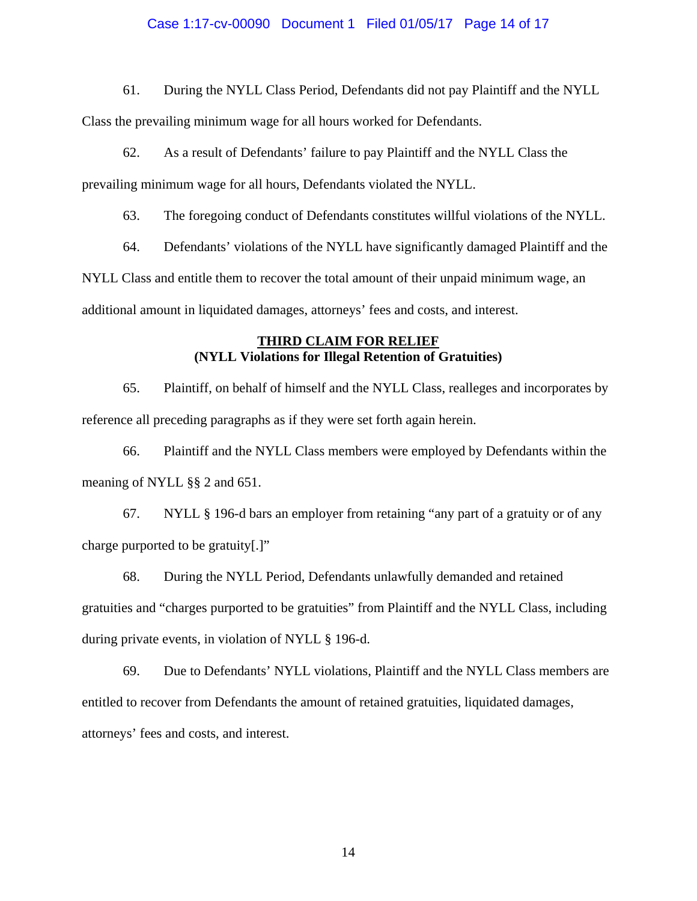61. During the NYLL Class Period, Defendants did not pay Plaintiff and the NYLL Class the prevailing minimum wage for all hours worked for Defendants.

62. As a result of Defendants' failure to pay Plaintiff and the NYLL Class the prevailing minimum wage for all hours, Defendants violated the NYLL.

63. The foregoing conduct of Defendants constitutes willful violations of the NYLL.

64. Defendants' violations of the NYLL have significantly damaged Plaintiff and the NYLL Class and entitle them to recover the total amount of their unpaid minimum wage, an additional amount in liquidated damages, attorneys' fees and costs, and interest.

**THIRD CLAIM FOR RELIEF**
**(NYLL Violations for Illegal Retention of Gratuities)**

65. Plaintiff, on behalf of himself and the NYLL Class, realleges and incorporates by reference all preceding paragraphs as if they were set forth again herein.

66. Plaintiff and the NYLL Class members were employed by Defendants within the meaning of NYLL §§ 2 and 651.

67. NYLL § 196-d bars an employer from retaining "any part of a gratuity or of any charge purported to be gratuity[.]"

68. During the NYLL Period, Defendants unlawfully demanded and retained gratuities and "charges purported to be gratuities" from Plaintiff and the NYLL Class, including during private events, in violation of NYLL § 196-d.

69. Due to Defendants' NYLL violations, Plaintiff and the NYLL Class members are entitled to recover from Defendants the amount of retained gratuities, liquidated damages, attorneys' fees and costs, and interest.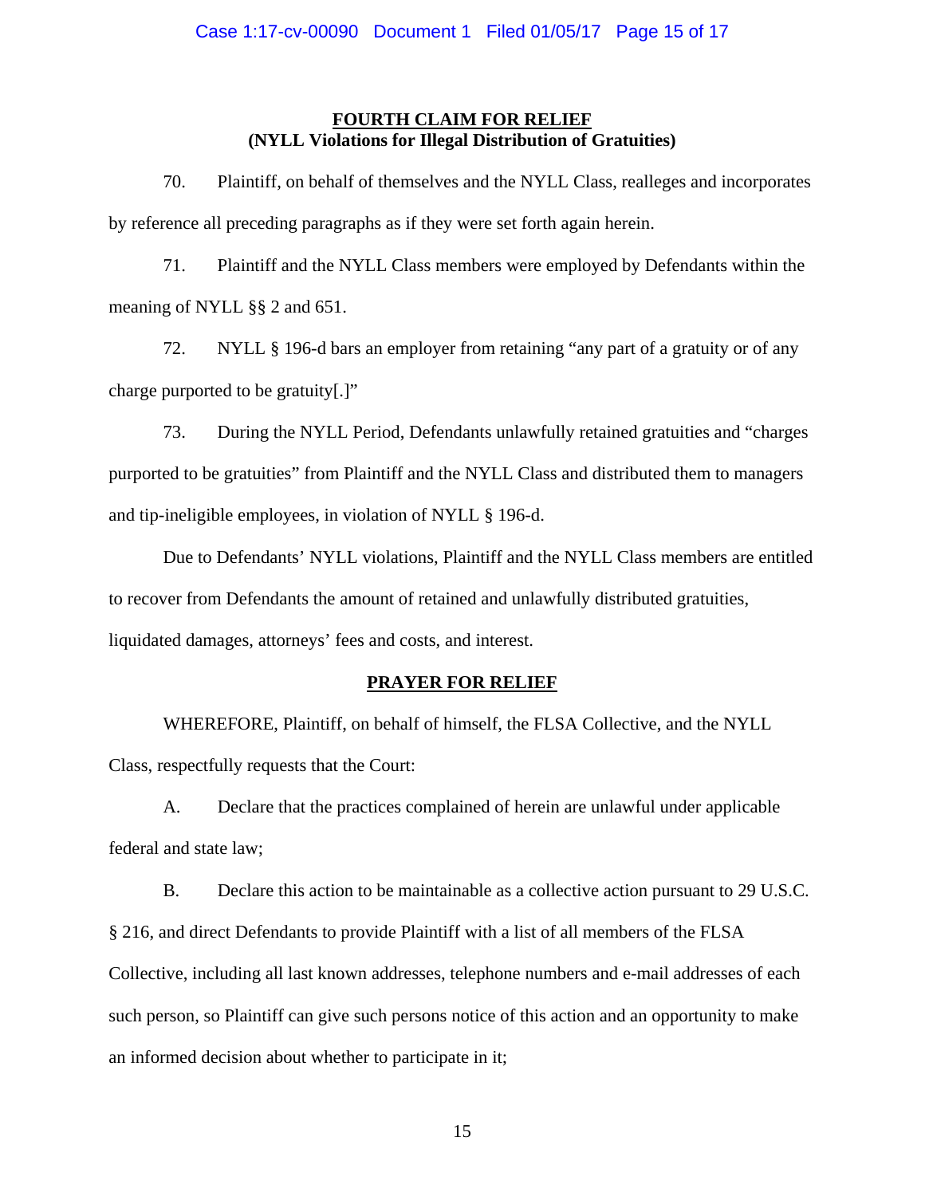**FOURTH CLAIM FOR RELIEF**
**(NYLL Violations for Illegal Distribution of Gratuities)**

70. Plaintiff, on behalf of themselves and the NYLL Class, realleges and incorporates by reference all preceding paragraphs as if they were set forth again herein.

71. Plaintiff and the NYLL Class members were employed by Defendants within the meaning of NYLL §§ 2 and 651.

72. NYLL § 196-d bars an employer from retaining "any part of a gratuity or of any charge purported to be gratuity[.]"

73. During the NYLL Period, Defendants unlawfully retained gratuities and "charges purported to be gratuities" from Plaintiff and the NYLL Class and distributed them to managers and tip-ineligible employees, in violation of NYLL § 196-d.

Due to Defendants' NYLL violations, Plaintiff and the NYLL Class members are entitled to recover from Defendants the amount of retained and unlawfully distributed gratuities, liquidated damages, attorneys' fees and costs, and interest.

**PRAYER FOR RELIEF**

WHEREFORE, Plaintiff, on behalf of himself, the FLSA Collective, and the NYLL Class, respectfully requests that the Court:

A. Declare that the practices complained of herein are unlawful under applicable federal and state law;

B. Declare this action to be maintainable as a collective action pursuant to 29 U.S.C. § 216, and direct Defendants to provide Plaintiff with a list of all members of the FLSA Collective, including all last known addresses, telephone numbers and e-mail addresses of each such person, so Plaintiff can give such persons notice of this action and an opportunity to make an informed decision about whether to participate in it;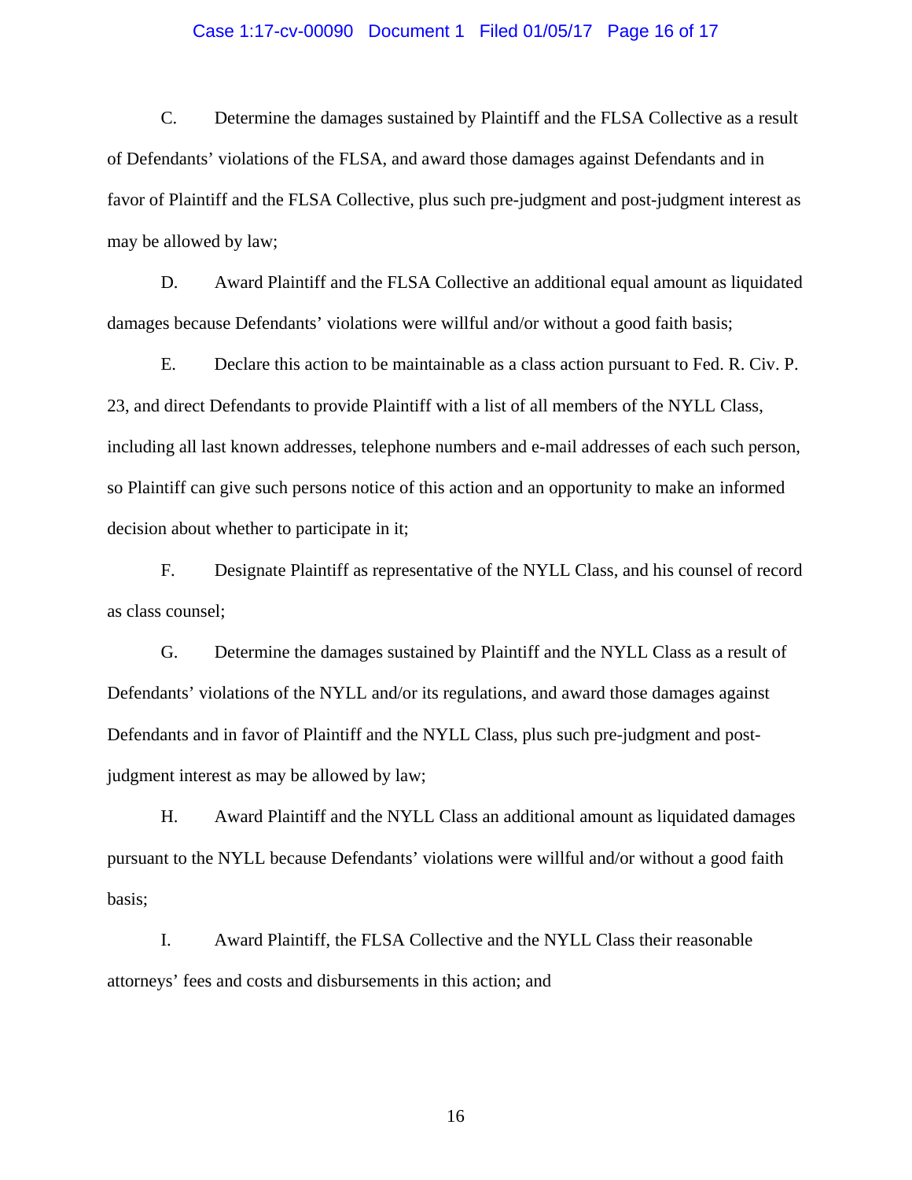C. Determine the damages sustained by Plaintiff and the FLSA Collective as a result of Defendants' violations of the FLSA, and award those damages against Defendants and in favor of Plaintiff and the FLSA Collective, plus such pre-judgment and post-judgment interest as may be allowed by law;

D. Award Plaintiff and the FLSA Collective an additional equal amount as liquidated damages because Defendants' violations were willful and/or without a good faith basis;

E. Declare this action to be maintainable as a class action pursuant to Fed. R. Civ. P. 23, and direct Defendants to provide Plaintiff with a list of all members of the NYLL Class, including all last known addresses, telephone numbers and e-mail addresses of each such person, so Plaintiff can give such persons notice of this action and an opportunity to make an informed decision about whether to participate in it;

F. Designate Plaintiff as representative of the NYLL Class, and his counsel of record as class counsel;

G. Determine the damages sustained by Plaintiff and the NYLL Class as a result of Defendants' violations of the NYLL and/or its regulations, and award those damages against Defendants and in favor of Plaintiff and the NYLL Class, plus such pre-judgment and post-judgment interest as may be allowed by law;

H. Award Plaintiff and the NYLL Class an additional amount as liquidated damages pursuant to the NYLL because Defendants' violations were willful and/or without a good faith basis;

I. Award Plaintiff, the FLSA Collective and the NYLL Class their reasonable attorneys' fees and costs and disbursements in this action; and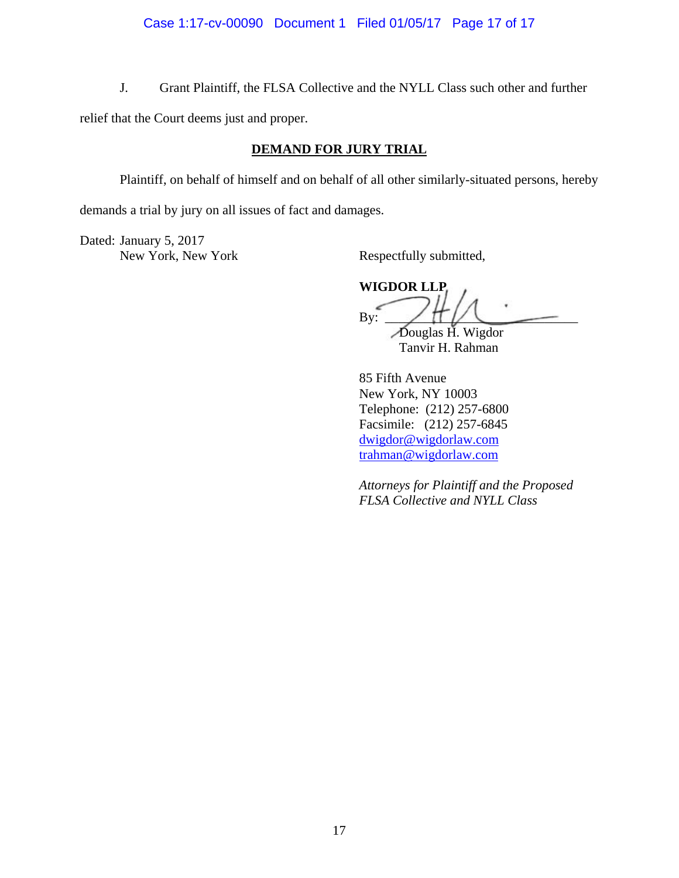J. Grant Plaintiff, the FLSA Collective and the NYLL Class such other and further relief that the Court deems just and proper.

**DEMAND FOR JURY TRIAL**

Plaintiff, on behalf of himself and on behalf of all other similarly-situated persons, hereby demands a trial by jury on all issues of fact and damages.

Dated: January 5, 2017
New York, New York

Respectfully submitted,

**WIGDOR LLP**

By: ______________________
Douglas H. Wigdor
Tanvir H. Rahman

85 Fifth Avenue
New York, NY 10003
Telephone: (212) 257-6800
Facsimile: (212) 257-6845
dwigdor@wigdorlaw.com
trahman@wigdorlaw.com

*Attorneys for Plaintiff and the Proposed FLSA Collective and NYLL Class*